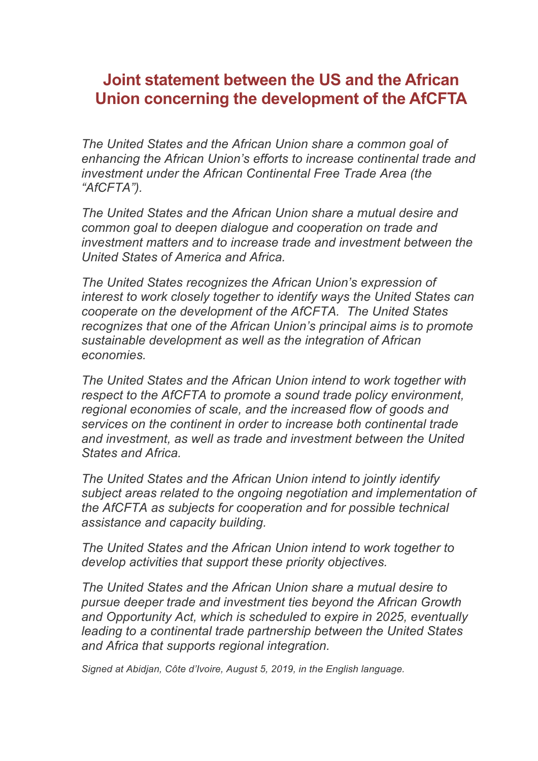# Joint statement between the US and the African Union concerning the development of the AfCFTA

*The United States and the African Union share a common goal of enhancing the African Union's efforts to increase continental trade and investment under the African Continental Free Trade Area (the "AfCFTA").*

*The United States and the African Union share a mutual desire and common goal to deepen dialogue and cooperation on trade and investment matters and to increase trade and investment between the United States of America and Africa.*

*The United States recognizes the African Union's expression of interest to work closely together to identify ways the United States can cooperate on the development of the AfCFTA. The United States recognizes that one of the African Union's principal aims is to promote sustainable development as well as the integration of African economies.*

*The United States and the African Union intend to work together with respect to the AfCFTA to promote a sound trade policy environment, regional economies of scale, and the increased flow of goods and services on the continent in order to increase both continental trade and investment, as well as trade and investment between the United States and Africa.*

*The United States and the African Union intend to jointly identify subject areas related to the ongoing negotiation and implementation of the AfCFTA as subjects for cooperation and for possible technical assistance and capacity building.*

*The United States and the African Union intend to work together to develop activities that support these priority objectives.*

*The United States and the African Union share a mutual desire to pursue deeper trade and investment ties beyond the African Growth and Opportunity Act, which is scheduled to expire in 2025, eventually leading to a continental trade partnership between the United States and Africa that supports regional integration.*

*Signed at Abidjan, Côte d'Ivoire, August 5, 2019, in the English language.*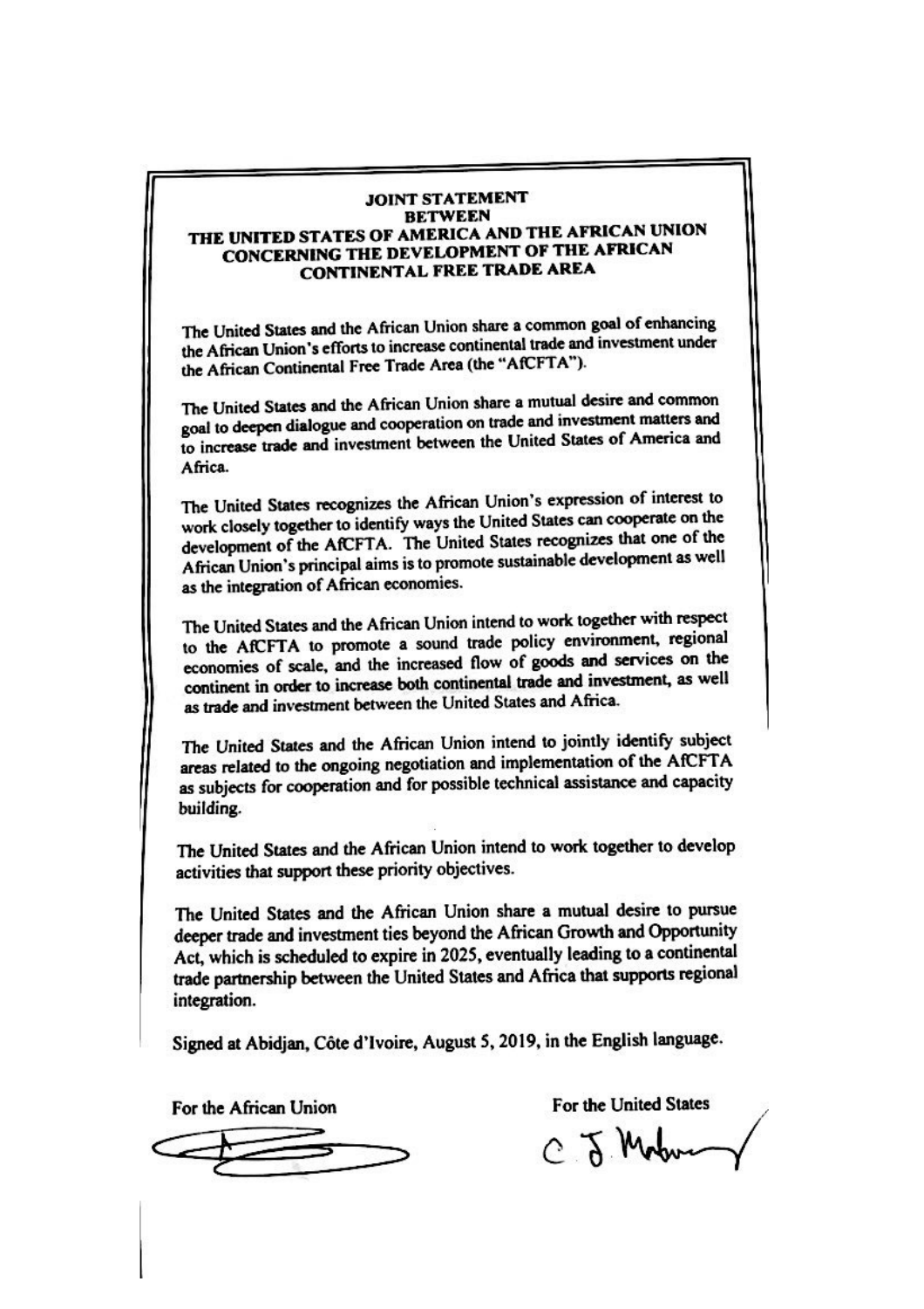# JOINT STATEMENT BETWEEN THE UNITED STATES OF AMERICA AND THE AFRICAN UNION CONCERNING THE DEVELOPMENT OF THE AFRICAN CONTINENTAL FREE TRADE AREA

The United States and the African Union share a common goal of enhancing the African Union's efforts to increase continental trade and investment under the African Continental Free Trade Area (the "AfCFTA").

The United States and the African Union share a mutual desire and common goal to deepen dialogue and cooperation on trade and investment matters and to increase trade and investment between the United States of America and Africa.

The United States recognizes the African Union's expression of interest to work closely together to identify ways the United States can cooperate on the development of the AfCFTA. The United States recognizes that one of the African Union's principal aims is to promote sustainable development as well as the integration of African economies.

The United States and the African Union intend to work together with respect to the AfCFTA to promote a sound trade policy environment, regional economies of scale, and the increased flow of goods and services on the continent in order to increase both continental trade and investment, as well as trade and investment between the United States and Africa.

The United States and the African Union intend to jointly identify subject areas related to the ongoing negotiation and implementation of the AfCFTA as subjects for cooperation and for possible technical assistance and capacity building.

The United States and the African Union intend to work together to develop activities that support these priority objectives.

The United States and the African Union share a mutual desire to pursue deeper trade and investment ties beyond the African Growth and Opportunity Act, which is scheduled to expire in 2025, eventually leading to a continental trade partnership between the United States and Africa that supports regional integration.

Signed at Abidjan, Côte d'Ivoire, August 5, 2019, in the English language.

For the African Union

For the United States

C. J. Mahoney